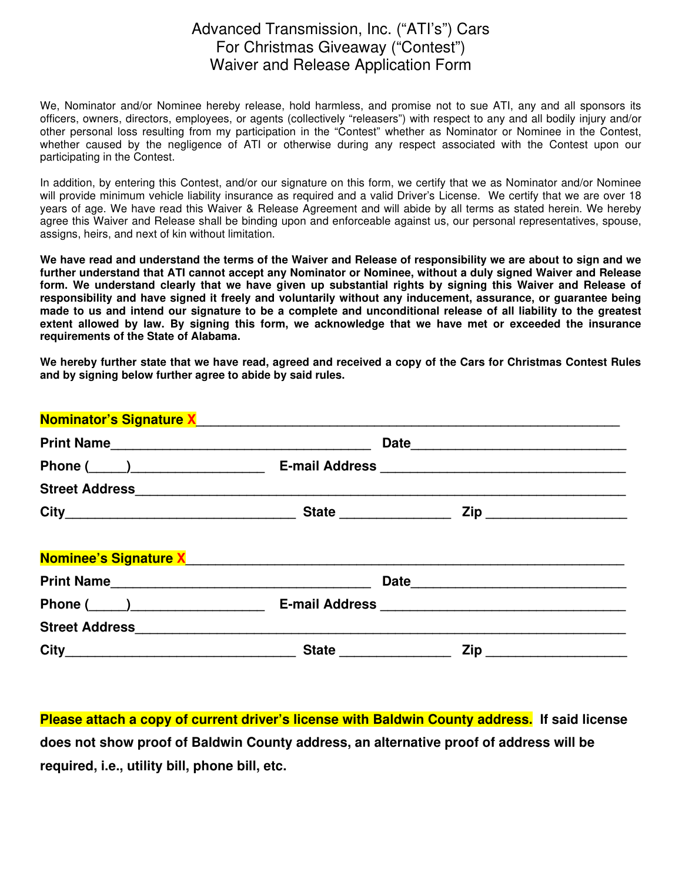# Advanced Transmission, Inc. ("ATI's") Cars For Christmas Giveaway ("Contest") Waiver and Release Application Form

We, Nominator and/or Nominee hereby release, hold harmless, and promise not to sue ATI, any and all sponsors its officers, owners, directors, employees, or agents (collectively "releasers") with respect to any and all bodily injury and/or other personal loss resulting from my participation in the "Contest" whether as Nominator or Nominee in the Contest, whether caused by the negligence of ATI or otherwise during any respect associated with the Contest upon our participating in the Contest.

In addition, by entering this Contest, and/or our signature on this form, we certify that we as Nominator and/or Nominee will provide minimum vehicle liability insurance as required and a valid Driver's License. We certify that we are over 18 years of age. We have read this Waiver & Release Agreement and will abide by all terms as stated herein. We hereby agree this Waiver and Release shall be binding upon and enforceable against us, our personal representatives, spouse, assigns, heirs, and next of kin without limitation.

**We have read and understand the terms of the Waiver and Release of responsibility we are about to sign and we further understand that ATI cannot accept any Nominator or Nominee, without a duly signed Waiver and Release form. We understand clearly that we have given up substantial rights by signing this Waiver and Release of responsibility and have signed it freely and voluntarily without any inducement, assurance, or guarantee being made to us and intend our signature to be a complete and unconditional release of all liability to the greatest extent allowed by law. By signing this form, we acknowledge that we have met or exceeded the insurance requirements of the State of Alabama.**

**We hereby further state that we have read, agreed and received a copy of the Cars for Christmas Contest Rules and by signing below further agree to abide by said rules.**

**Nominator's Signature X**___________________________________________________________

**Print Name**____________________________________ **Date**______________________________

**Phone (_____)**__________________ **E-mail Address** __________________________________

**Street Address**___________________________________________________________________

**City**_______________________________ **State** _______________ **Zip** ___________________

**Nominee's Signature X**____________________________________________________________

**Print Name**____________________________________ **Date**______________________________

**Phone (_____)**__________________ **E-mail Address** __________________________________

**Street Address**___________________________________________________________________

**City**_______________________________ **State** _______________ **Zip** ___________________

**Please attach a copy of current driver's license with Baldwin County address. If said license does not show proof of Baldwin County address, an alternative proof of address will be required, i.e., utility bill, phone bill, etc.**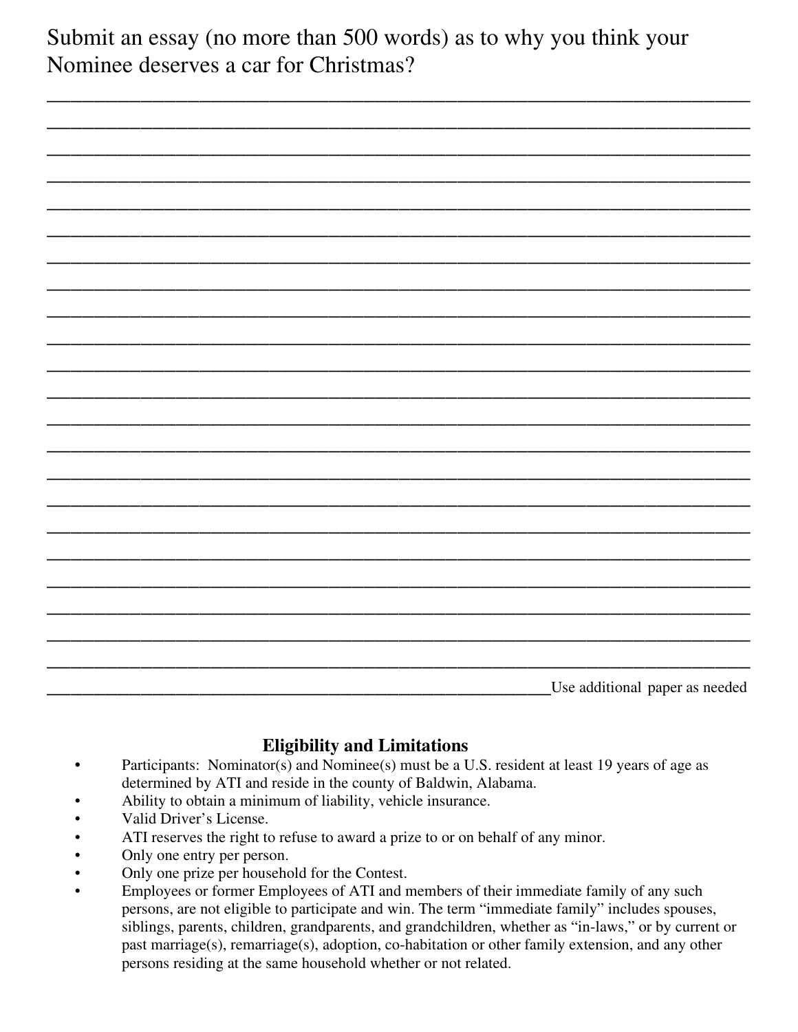Submit an essay (no more than 500 words) as to why you think your Nominee deserves a car for Christmas?

______________________________________________________________________________

______________________________________________________________________________

______________________________________________________________________________

______________________________________________________________________________

______________________________________________________________________________

______________________________________________________________________________

______________________________________________________________________________

______________________________________________________________________________

______________________________________________________________________________

______________________________________________________________________________

______________________________________________________________________________

______________________________________________________________________________

______________________________________________________________________________

______________________________________________________________________________

______________________________________________________________________________

______________________________________________________________________________

______________________________________________________________________________

______________________________________________________________________________

______________________________________________________________________________

______________________________________________________________________________

______________________________________________________________________________

______________________________________________________________________________

______________________________________________________________Use additional paper as needed

**Eligibility and Limitations**

- Participants: Nominator(s) and Nominee(s) must be a U.S. resident at least 19 years of age as determined by ATI and reside in the county of Baldwin, Alabama.
- Ability to obtain a minimum of liability, vehicle insurance.
- Valid Driver's License.
- ATI reserves the right to refuse to award a prize to or on behalf of any minor.
- Only one entry per person.
- Only one prize per household for the Contest.
- Employees or former Employees of ATI and members of their immediate family of any such persons, are not eligible to participate and win. The term "immediate family" includes spouses, siblings, parents, children, grandparents, and grandchildren, whether as "in-laws," or by current or past marriage(s), remarriage(s), adoption, co-habitation or other family extension, and any other persons residing at the same household whether or not related.